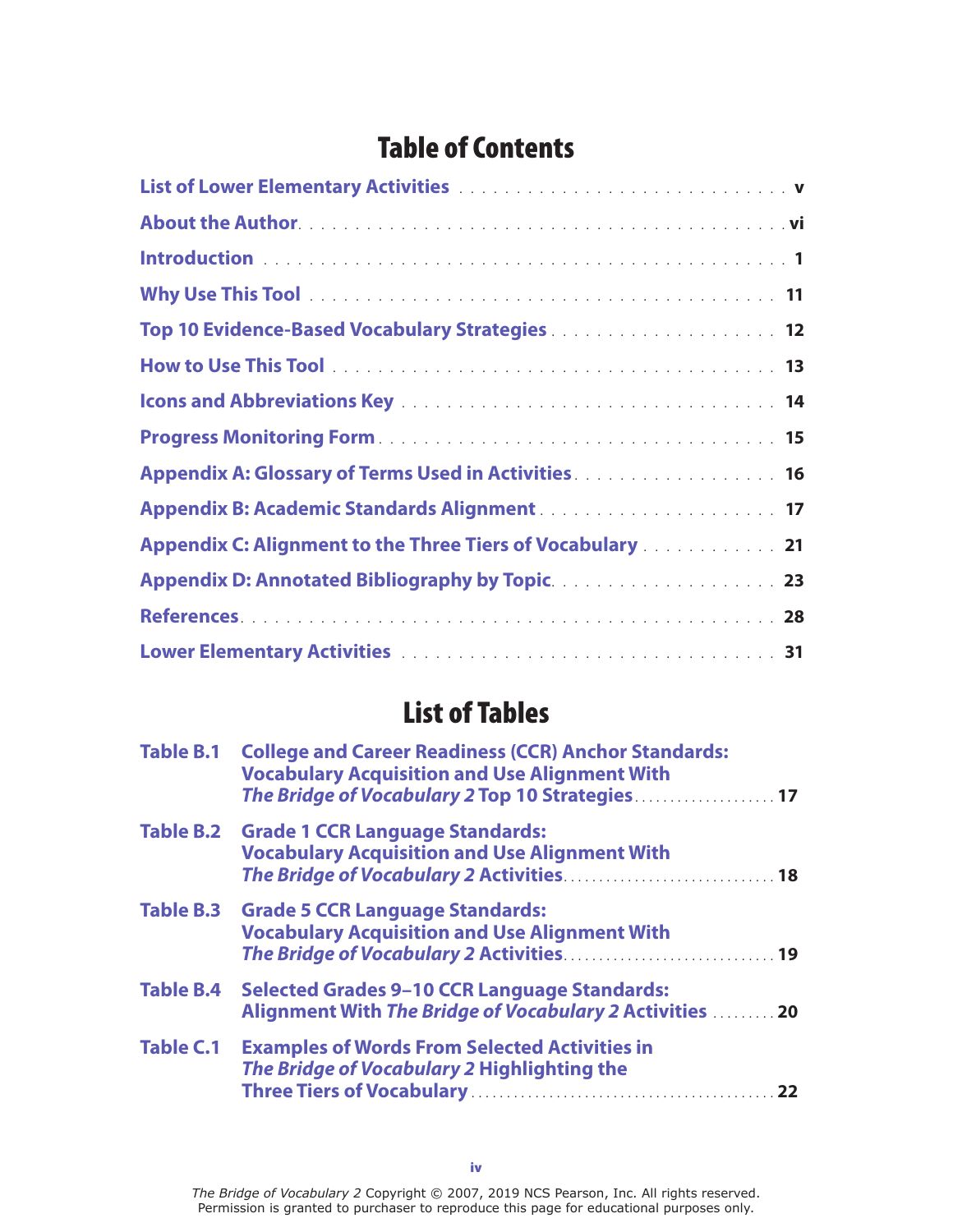# Table of Contents

| | |
|---|---|
| **List of Lower Elementary Activities** | **v** |
| **About the Author** | **vi** |
| **Introduction** | **1** |
| **Why Use This Tool** | **11** |
| **Top 10 Evidence-Based Vocabulary Strategies** | **12** |
| **How to Use This Tool** | **13** |
| **Icons and Abbreviations Key** | **14** |
| **Progress Monitoring Form** | **15** |
| **Appendix A: Glossary of Terms Used in Activities** | **16** |
| **Appendix B: Academic Standards Alignment** | **17** |
| **Appendix C: Alignment to the Three Tiers of Vocabulary** | **21** |
| **Appendix D: Annotated Bibliography by Topic** | **23** |
| **References** | **28** |
| **Lower Elementary Activities** | **31** |

# List of Tables

| | | |
|---|---|---|
| **Table B.1** | **College and Career Readiness (CCR) Anchor Standards: Vocabulary Acquisition and Use Alignment With *The Bridge of Vocabulary 2* Top 10 Strategies** | **17** |
| **Table B.2** | **Grade 1 CCR Language Standards: Vocabulary Acquisition and Use Alignment With *The Bridge of Vocabulary 2* Activities** | **18** |
| **Table B.3** | **Grade 5 CCR Language Standards: Vocabulary Acquisition and Use Alignment With *The Bridge of Vocabulary 2* Activities** | **19** |
| **Table B.4** | **Selected Grades 9–10 CCR Language Standards: Alignment With *The Bridge of Vocabulary 2* Activities** | **20** |
| **Table C.1** | **Examples of Words From Selected Activities in *The Bridge of Vocabulary 2* Highlighting the Three Tiers of Vocabulary** | **22** |

*The Bridge of Vocabulary 2* Copyright © 2007, 2019 NCS Pearson, Inc. All rights reserved.
Permission is granted to purchaser to reproduce this page for educational purposes only.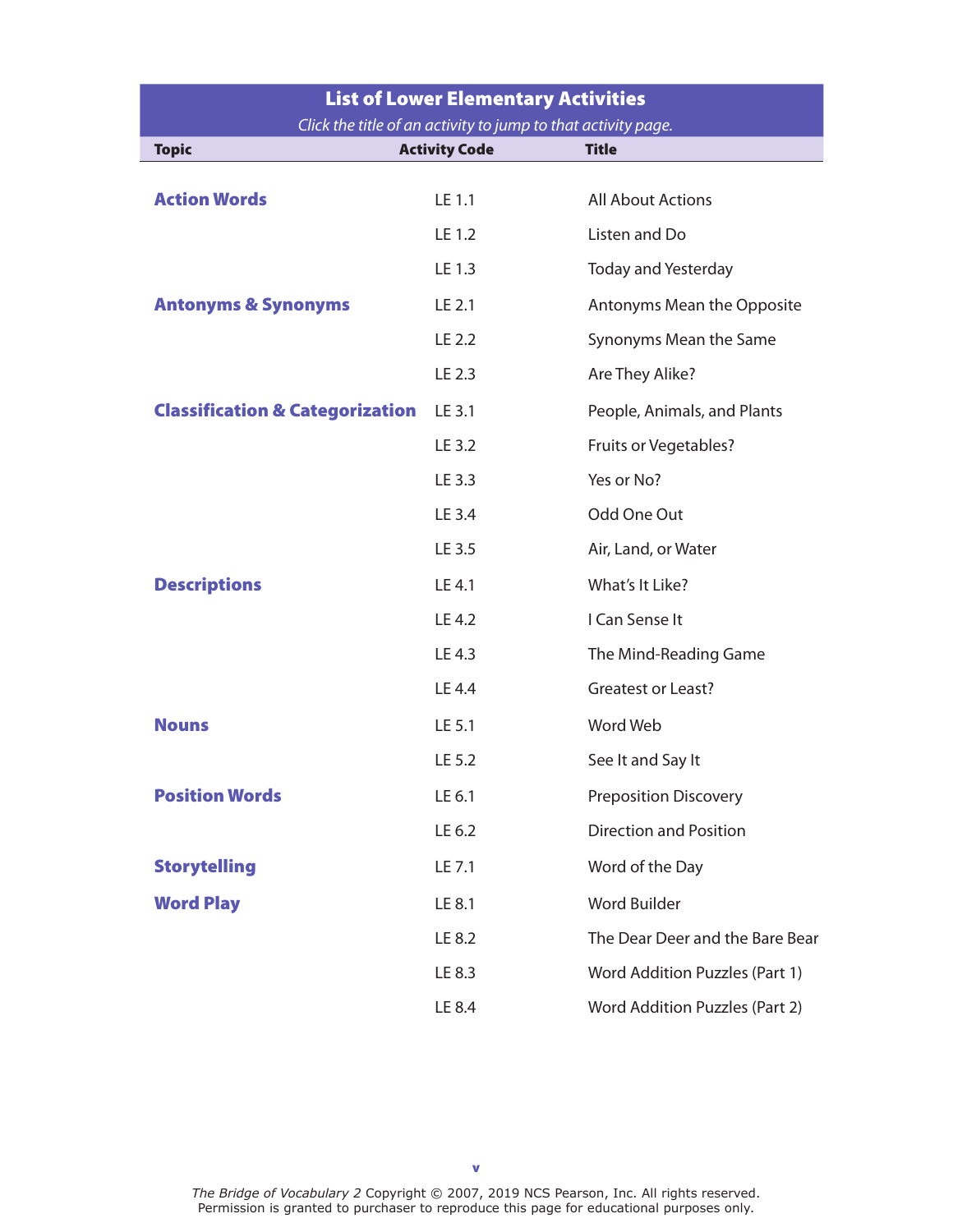# List of Lower Elementary Activities

*Click the title of an activity to jump to that activity page.*

| Topic | Activity Code | Title |
|---|---|---|
| **Action Words** | LE 1.1 | All About Actions |
| | LE 1.2 | Listen and Do |
| | LE 1.3 | Today and Yesterday |
| **Antonyms & Synonyms** | LE 2.1 | Antonyms Mean the Opposite |
| | LE 2.2 | Synonyms Mean the Same |
| | LE 2.3 | Are They Alike? |
| **Classification & Categorization** | LE 3.1 | People, Animals, and Plants |
| | LE 3.2 | Fruits or Vegetables? |
| | LE 3.3 | Yes or No? |
| | LE 3.4 | Odd One Out |
| | LE 3.5 | Air, Land, or Water |
| **Descriptions** | LE 4.1 | What's It Like? |
| | LE 4.2 | I Can Sense It |
| | LE 4.3 | The Mind-Reading Game |
| | LE 4.4 | Greatest or Least? |
| **Nouns** | LE 5.1 | Word Web |
| | LE 5.2 | See It and Say It |
| **Position Words** | LE 6.1 | Preposition Discovery |
| | LE 6.2 | Direction and Position |
| **Storytelling** | LE 7.1 | Word of the Day |
| **Word Play** | LE 8.1 | Word Builder |
| | LE 8.2 | The Dear Deer and the Bare Bear |
| | LE 8.3 | Word Addition Puzzles (Part 1) |
| | LE 8.4 | Word Addition Puzzles (Part 2) |

*The Bridge of Vocabulary 2* Copyright © 2007, 2019 NCS Pearson, Inc. All rights reserved.
Permission is granted to purchaser to reproduce this page for educational purposes only.